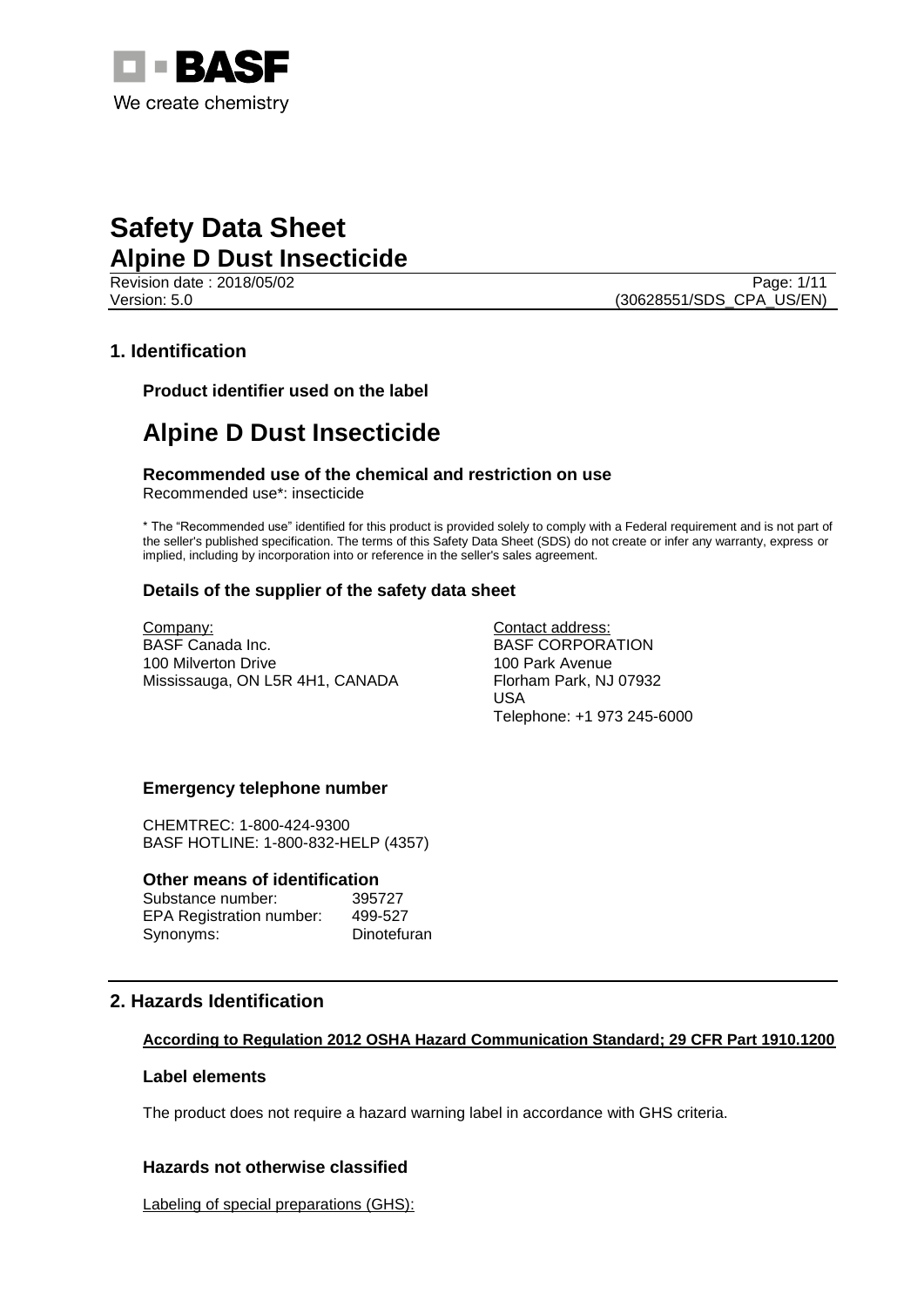BASF

We create chemistry

# Safety Data Sheet

## Alpine D Dust Insecticide

Revision date : 2018/05/02

Version: 5.0

(30628551/SDS_CPA_US/EN)

## 1. Identification

### Product identifier used on the label

# Alpine D Dust Insecticide

### Recommended use of the chemical and restriction on use

Recommended use*: insecticide

* The "Recommended use" identified for this product is provided solely to comply with a Federal requirement and is not part of the seller's published specification. The terms of this Safety Data Sheet (SDS) do not create or infer any warranty, express or implied, including by incorporation into or reference in the seller's sales agreement.

### Details of the supplier of the safety data sheet

Company:
BASF Canada Inc.
100 Milverton Drive
Mississauga, ON L5R 4H1, CANADA

Contact address:
BASF CORPORATION
100 Park Avenue
Florham Park, NJ 07932
USA
Telephone: +1 973 245-6000

### Emergency telephone number

CHEMTREC: 1-800-424-9300
BASF HOTLINE: 1-800-832-HELP (4357)

### Other means of identification

| | |
|---|---|
| Substance number: | 395727 |
| EPA Registration number: | 499-527 |
| Synonyms: | Dinotefuran |

## 2. Hazards Identification

**According to Regulation 2012 OSHA Hazard Communication Standard; 29 CFR Part 1910.1200**

### Label elements

The product does not require a hazard warning label in accordance with GHS criteria.

### Hazards not otherwise classified

Labeling of special preparations (GHS):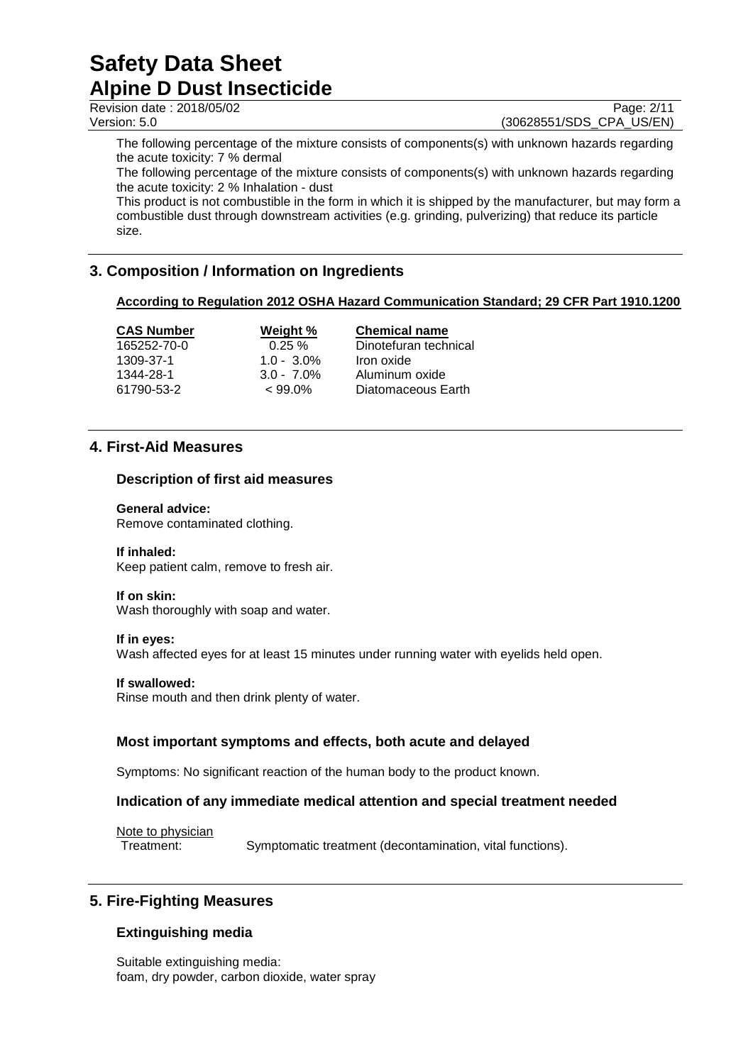The following percentage of the mixture consists of components(s) with unknown hazards regarding the acute toxicity: 7 % dermal

The following percentage of the mixture consists of components(s) with unknown hazards regarding the acute toxicity: 2 % Inhalation - dust

This product is not combustible in the form in which it is shipped by the manufacturer, but may form a combustible dust through downstream activities (e.g. grinding, pulverizing) that reduce its particle size.

## 3. Composition / Information on Ingredients

**According to Regulation 2012 OSHA Hazard Communication Standard; 29 CFR Part 1910.1200**

| CAS Number | Weight % | Chemical name |
|---|---|---|
| 165252-70-0 | 0.25 % | Dinotefuran technical |
| 1309-37-1 | 1.0 - 3.0% | Iron oxide |
| 1344-28-1 | 3.0 - 7.0% | Aluminum oxide |
| 61790-53-2 | < 99.0% | Diatomaceous Earth |

## 4. First-Aid Measures

### Description of first aid measures

**General advice:**
Remove contaminated clothing.

**If inhaled:**
Keep patient calm, remove to fresh air.

**If on skin:**
Wash thoroughly with soap and water.

**If in eyes:**
Wash affected eyes for at least 15 minutes under running water with eyelids held open.

**If swallowed:**
Rinse mouth and then drink plenty of water.

### Most important symptoms and effects, both acute and delayed

Symptoms: No significant reaction of the human body to the product known.

### Indication of any immediate medical attention and special treatment needed

Note to physician

Treatment: Symptomatic treatment (decontamination, vital functions).

## 5. Fire-Fighting Measures

### Extinguishing media

Suitable extinguishing media:
foam, dry powder, carbon dioxide, water spray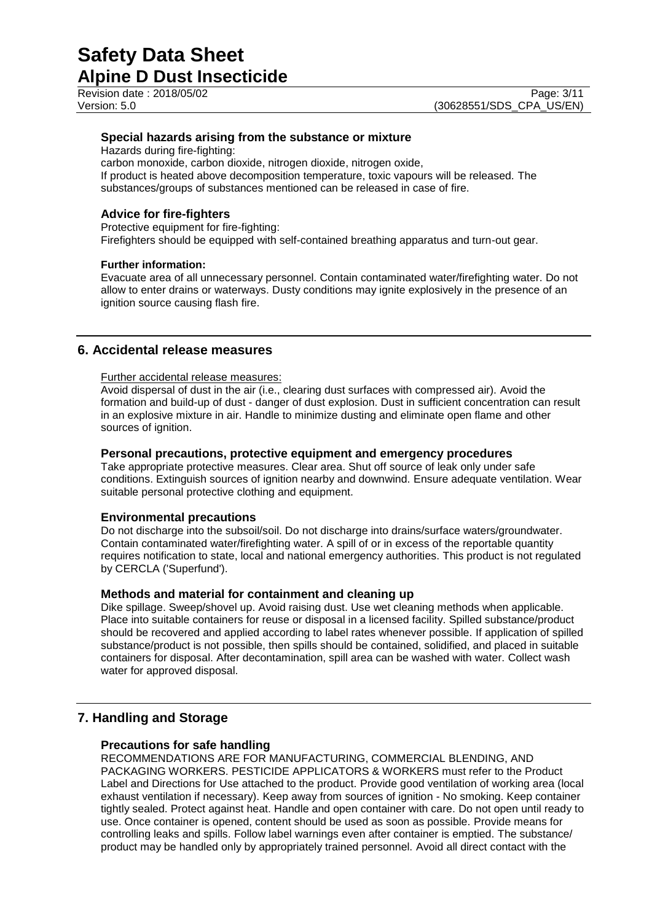### Special hazards arising from the substance or mixture

Hazards during fire-fighting:
carbon monoxide, carbon dioxide, nitrogen dioxide, nitrogen oxide,
If product is heated above decomposition temperature, toxic vapours will be released. The substances/groups of substances mentioned can be released in case of fire.

### Advice for fire-fighters

Protective equipment for fire-fighting:
Firefighters should be equipped with self-contained breathing apparatus and turn-out gear.

**Further information:**

Evacuate area of all unnecessary personnel. Contain contaminated water/firefighting water. Do not allow to enter drains or waterways. Dusty conditions may ignite explosively in the presence of an ignition source causing flash fire.

## 6. Accidental release measures

Further accidental release measures:

Avoid dispersal of dust in the air (i.e., clearing dust surfaces with compressed air). Avoid the formation and build-up of dust - danger of dust explosion. Dust in sufficient concentration can result in an explosive mixture in air. Handle to minimize dusting and eliminate open flame and other sources of ignition.

### Personal precautions, protective equipment and emergency procedures

Take appropriate protective measures. Clear area. Shut off source of leak only under safe conditions. Extinguish sources of ignition nearby and downwind. Ensure adequate ventilation. Wear suitable personal protective clothing and equipment.

### Environmental precautions

Do not discharge into the subsoil/soil. Do not discharge into drains/surface waters/groundwater. Contain contaminated water/firefighting water. A spill of or in excess of the reportable quantity requires notification to state, local and national emergency authorities. This product is not regulated by CERCLA ('Superfund').

### Methods and material for containment and cleaning up

Dike spillage. Sweep/shovel up. Avoid raising dust. Use wet cleaning methods when applicable. Place into suitable containers for reuse or disposal in a licensed facility. Spilled substance/product should be recovered and applied according to label rates whenever possible. If application of spilled substance/product is not possible, then spills should be contained, solidified, and placed in suitable containers for disposal. After decontamination, spill area can be washed with water. Collect wash water for approved disposal.

## 7. Handling and Storage

### Precautions for safe handling

RECOMMENDATIONS ARE FOR MANUFACTURING, COMMERCIAL BLENDING, AND PACKAGING WORKERS. PESTICIDE APPLICATORS & WORKERS must refer to the Product Label and Directions for Use attached to the product. Provide good ventilation of working area (local exhaust ventilation if necessary). Keep away from sources of ignition - No smoking. Keep container tightly sealed. Protect against heat. Handle and open container with care. Do not open until ready to use. Once container is opened, content should be used as soon as possible. Provide means for controlling leaks and spills. Follow label warnings even after container is emptied. The substance/ product may be handled only by appropriately trained personnel. Avoid all direct contact with the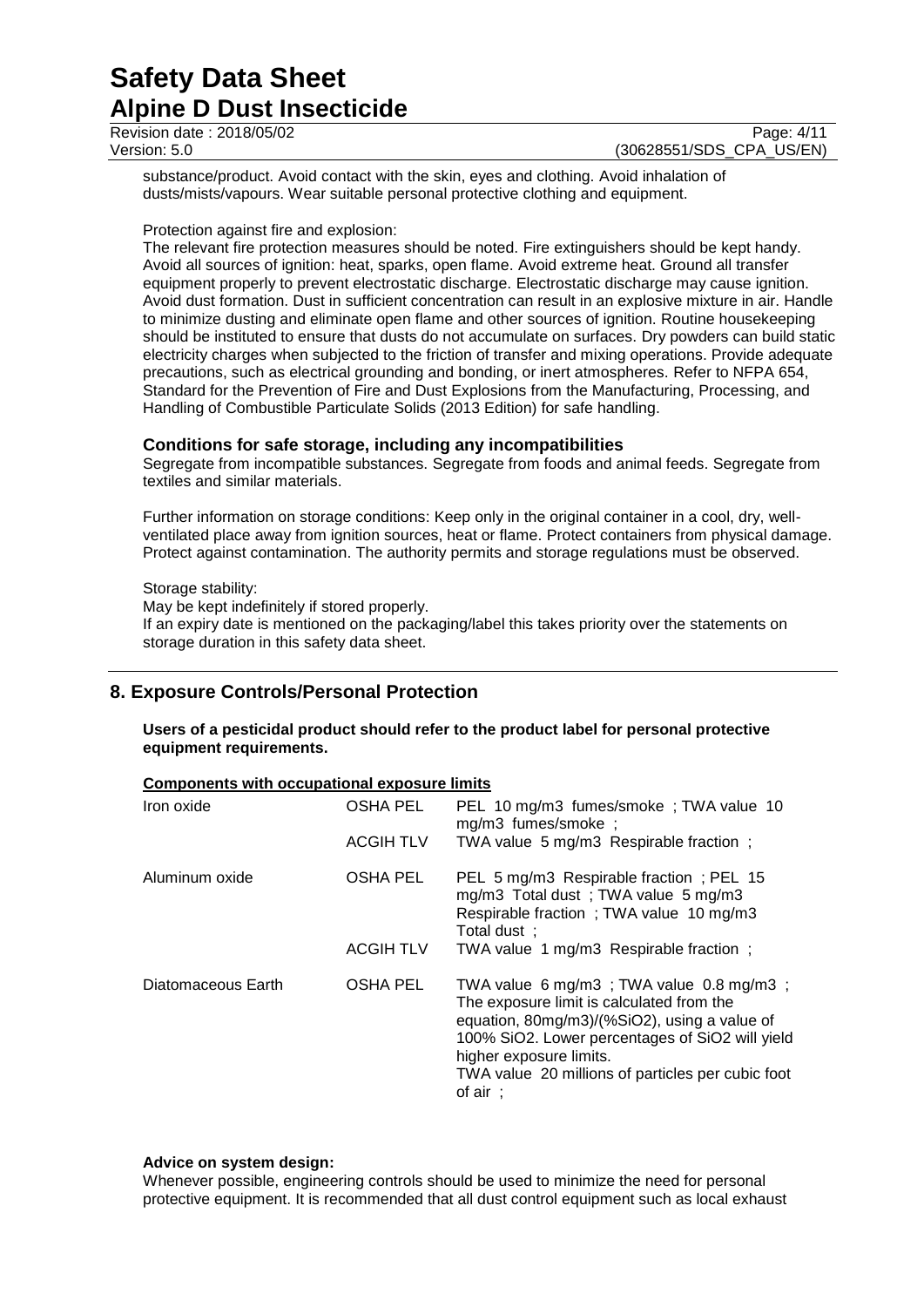substance/product. Avoid contact with the skin, eyes and clothing. Avoid inhalation of dusts/mists/vapours. Wear suitable personal protective clothing and equipment.

Protection against fire and explosion:
The relevant fire protection measures should be noted. Fire extinguishers should be kept handy. Avoid all sources of ignition: heat, sparks, open flame. Avoid extreme heat. Ground all transfer equipment properly to prevent electrostatic discharge. Electrostatic discharge may cause ignition. Avoid dust formation. Dust in sufficient concentration can result in an explosive mixture in air. Handle to minimize dusting and eliminate open flame and other sources of ignition. Routine housekeeping should be instituted to ensure that dusts do not accumulate on surfaces. Dry powders can build static electricity charges when subjected to the friction of transfer and mixing operations. Provide adequate precautions, such as electrical grounding and bonding, or inert atmospheres. Refer to NFPA 654, Standard for the Prevention of Fire and Dust Explosions from the Manufacturing, Processing, and Handling of Combustible Particulate Solids (2013 Edition) for safe handling.

### Conditions for safe storage, including any incompatibilities

Segregate from incompatible substances. Segregate from foods and animal feeds. Segregate from textiles and similar materials.

Further information on storage conditions: Keep only in the original container in a cool, dry, well-ventilated place away from ignition sources, heat or flame. Protect containers from physical damage. Protect against contamination. The authority permits and storage regulations must be observed.

Storage stability:
May be kept indefinitely if stored properly.
If an expiry date is mentioned on the packaging/label this takes priority over the statements on storage duration in this safety data sheet.

## 8. Exposure Controls/Personal Protection

**Users of a pesticidal product should refer to the product label for personal protective equipment requirements.**

**Components with occupational exposure limits**

| Component | Source | Limits |
|---|---|---|
| Iron oxide | OSHA PEL | PEL 10 mg/m3 fumes/smoke ; TWA value 10 mg/m3 fumes/smoke ; |
| | ACGIH TLV | TWA value 5 mg/m3 Respirable fraction ; |
| Aluminum oxide | OSHA PEL | PEL 5 mg/m3 Respirable fraction ; PEL 15 mg/m3 Total dust ; TWA value 5 mg/m3 Respirable fraction ; TWA value 10 mg/m3 Total dust ; |
| | ACGIH TLV | TWA value 1 mg/m3 Respirable fraction ; |
| Diatomaceous Earth | OSHA PEL | TWA value 6 mg/m3 ; TWA value 0.8 mg/m3 ; The exposure limit is calculated from the equation, 80mg/m3)/(%SiO2), using a value of 100% SiO2. Lower percentages of SiO2 will yield higher exposure limits. TWA value 20 millions of particles per cubic foot of air ; |

**Advice on system design:**
Whenever possible, engineering controls should be used to minimize the need for personal protective equipment. It is recommended that all dust control equipment such as local exhaust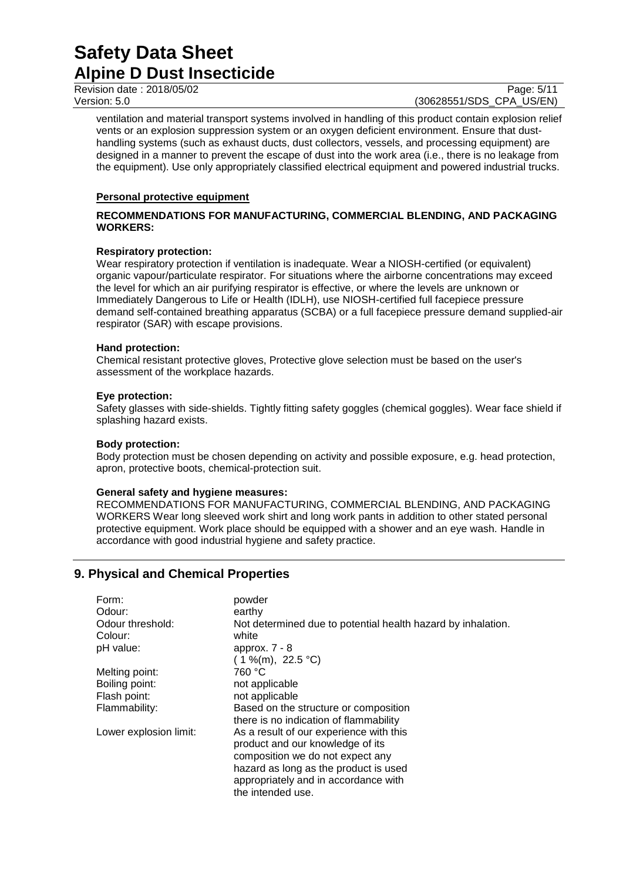ventilation and material transport systems involved in handling of this product contain explosion relief vents or an explosion suppression system or an oxygen deficient environment. Ensure that dust-handling systems (such as exhaust ducts, dust collectors, vessels, and processing equipment) are designed in a manner to prevent the escape of dust into the work area (i.e., there is no leakage from the equipment). Use only appropriately classified electrical equipment and powered industrial trucks.

**Personal protective equipment**

**RECOMMENDATIONS FOR MANUFACTURING, COMMERCIAL BLENDING, AND PACKAGING WORKERS:**

**Respiratory protection:**
Wear respiratory protection if ventilation is inadequate. Wear a NIOSH-certified (or equivalent) organic vapour/particulate respirator. For situations where the airborne concentrations may exceed the level for which an air purifying respirator is effective, or where the levels are unknown or Immediately Dangerous to Life or Health (IDLH), use NIOSH-certified full facepiece pressure demand self-contained breathing apparatus (SCBA) or a full facepiece pressure demand supplied-air respirator (SAR) with escape provisions.

**Hand protection:**
Chemical resistant protective gloves, Protective glove selection must be based on the user's assessment of the workplace hazards.

**Eye protection:**
Safety glasses with side-shields. Tightly fitting safety goggles (chemical goggles). Wear face shield if splashing hazard exists.

**Body protection:**
Body protection must be chosen depending on activity and possible exposure, e.g. head protection, apron, protective boots, chemical-protection suit.

**General safety and hygiene measures:**
RECOMMENDATIONS FOR MANUFACTURING, COMMERCIAL BLENDING, AND PACKAGING WORKERS Wear long sleeved work shirt and long work pants in addition to other stated personal protective equipment. Work place should be equipped with a shower and an eye wash. Handle in accordance with good industrial hygiene and safety practice.

## 9. Physical and Chemical Properties

| | |
|---|---|
| Form: | powder |
| Odour: | earthy |
| Odour threshold: | Not determined due to potential health hazard by inhalation. |
| Colour: | white |
| pH value: | approx. 7 - 8 (1 %(m), 22.5 °C) |
| Melting point: | 760 °C |
| Boiling point: | not applicable |
| Flash point: | not applicable |
| Flammability: | Based on the structure or composition there is no indication of flammability |
| Lower explosion limit: | As a result of our experience with this product and our knowledge of its composition we do not expect any hazard as long as the product is used appropriately and in accordance with the intended use. |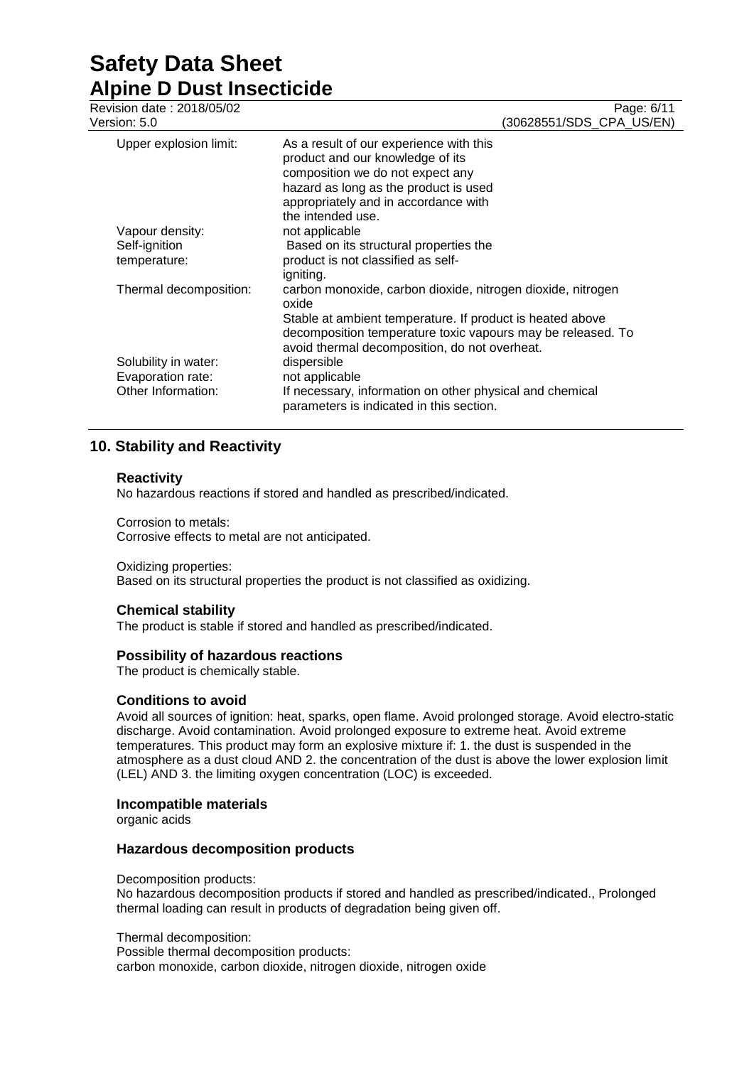| | |
|---|---|
| Upper explosion limit: | As a result of our experience with this product and our knowledge of its composition we do not expect any hazard as long as the product is used appropriately and in accordance with the intended use. |
| Vapour density: | not applicable |
| Self-ignition temperature: | Based on its structural properties the product is not classified as self-igniting. |
| Thermal decomposition: | carbon monoxide, carbon dioxide, nitrogen dioxide, nitrogen oxide<br>Stable at ambient temperature. If product is heated above decomposition temperature toxic vapours may be released. To avoid thermal decomposition, do not overheat. |
| Solubility in water: | dispersible |
| Evaporation rate: | not applicable |
| Other Information: | If necessary, information on other physical and chemical parameters is indicated in this section. |

## 10. Stability and Reactivity

### Reactivity

No hazardous reactions if stored and handled as prescribed/indicated.

Corrosion to metals:
Corrosive effects to metal are not anticipated.

Oxidizing properties:
Based on its structural properties the product is not classified as oxidizing.

### Chemical stability

The product is stable if stored and handled as prescribed/indicated.

### Possibility of hazardous reactions

The product is chemically stable.

### Conditions to avoid

Avoid all sources of ignition: heat, sparks, open flame. Avoid prolonged storage. Avoid electro-static discharge. Avoid contamination. Avoid prolonged exposure to extreme heat. Avoid extreme temperatures. This product may form an explosive mixture if: 1. the dust is suspended in the atmosphere as a dust cloud AND 2. the concentration of the dust is above the lower explosion limit (LEL) AND 3. the limiting oxygen concentration (LOC) is exceeded.

### Incompatible materials

organic acids

### Hazardous decomposition products

Decomposition products:
No hazardous decomposition products if stored and handled as prescribed/indicated., Prolonged thermal loading can result in products of degradation being given off.

Thermal decomposition:
Possible thermal decomposition products:
carbon monoxide, carbon dioxide, nitrogen dioxide, nitrogen oxide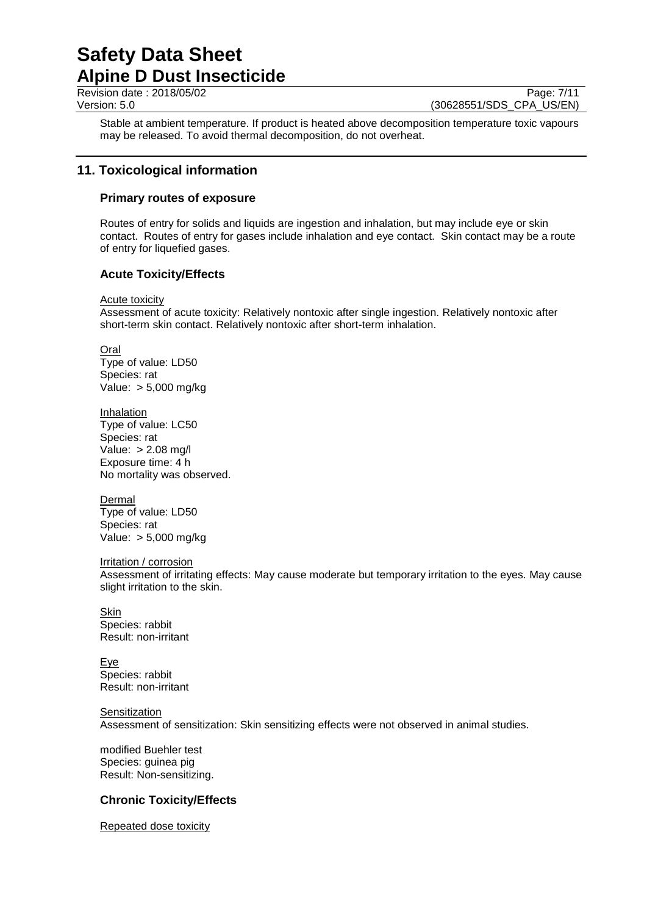Stable at ambient temperature. If product is heated above decomposition temperature toxic vapours may be released. To avoid thermal decomposition, do not overheat.

## 11. Toxicological information

### Primary routes of exposure

Routes of entry for solids and liquids are ingestion and inhalation, but may include eye or skin contact. Routes of entry for gases include inhalation and eye contact. Skin contact may be a route of entry for liquefied gases.

### Acute Toxicity/Effects

Acute toxicity
Assessment of acute toxicity: Relatively nontoxic after single ingestion. Relatively nontoxic after short-term skin contact. Relatively nontoxic after short-term inhalation.

Oral
Type of value: LD50
Species: rat
Value: > 5,000 mg/kg

Inhalation
Type of value: LC50
Species: rat
Value: > 2.08 mg/l
Exposure time: 4 h
No mortality was observed.

Dermal
Type of value: LD50
Species: rat
Value: > 5,000 mg/kg

Irritation / corrosion
Assessment of irritating effects: May cause moderate but temporary irritation to the eyes. May cause slight irritation to the skin.

Skin
Species: rabbit
Result: non-irritant

Eye
Species: rabbit
Result: non-irritant

Sensitization
Assessment of sensitization: Skin sensitizing effects were not observed in animal studies.

modified Buehler test
Species: guinea pig
Result: Non-sensitizing.

### Chronic Toxicity/Effects

Repeated dose toxicity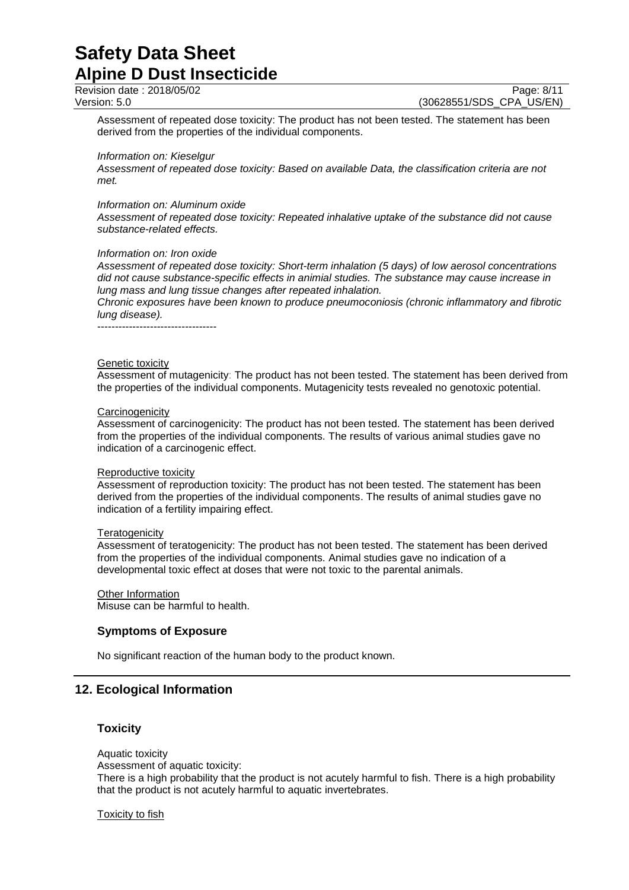Assessment of repeated dose toxicity: The product has not been tested. The statement has been derived from the properties of the individual components.

*Information on: Kieselgur*
*Assessment of repeated dose toxicity: Based on available Data, the classification criteria are not met.*

*Information on: Aluminum oxide*
*Assessment of repeated dose toxicity: Repeated inhalative uptake of the substance did not cause substance-related effects.*

*Information on: Iron oxide*
*Assessment of repeated dose toxicity: Short-term inhalation (5 days) of low aerosol concentrations did not cause substance-specific effects in animial studies. The substance may cause increase in lung mass and lung tissue changes after repeated inhalation.*
*Chronic exposures have been known to produce pneumoconiosis (chronic inflammatory and fibrotic lung disease).*

----------------------------------

Genetic toxicity
Assessment of mutagenicity: The product has not been tested. The statement has been derived from the properties of the individual components. Mutagenicity tests revealed no genotoxic potential.

Carcinogenicity
Assessment of carcinogenicity: The product has not been tested. The statement has been derived from the properties of the individual components. The results of various animal studies gave no indication of a carcinogenic effect.

Reproductive toxicity
Assessment of reproduction toxicity: The product has not been tested. The statement has been derived from the properties of the individual components. The results of animal studies gave no indication of a fertility impairing effect.

Teratogenicity
Assessment of teratogenicity: The product has not been tested. The statement has been derived from the properties of the individual components. Animal studies gave no indication of a developmental toxic effect at doses that were not toxic to the parental animals.

Other Information
Misuse can be harmful to health.

### Symptoms of Exposure

No significant reaction of the human body to the product known.

## 12. Ecological Information

### Toxicity

Aquatic toxicity
Assessment of aquatic toxicity:
There is a high probability that the product is not acutely harmful to fish. There is a high probability that the product is not acutely harmful to aquatic invertebrates.

Toxicity to fish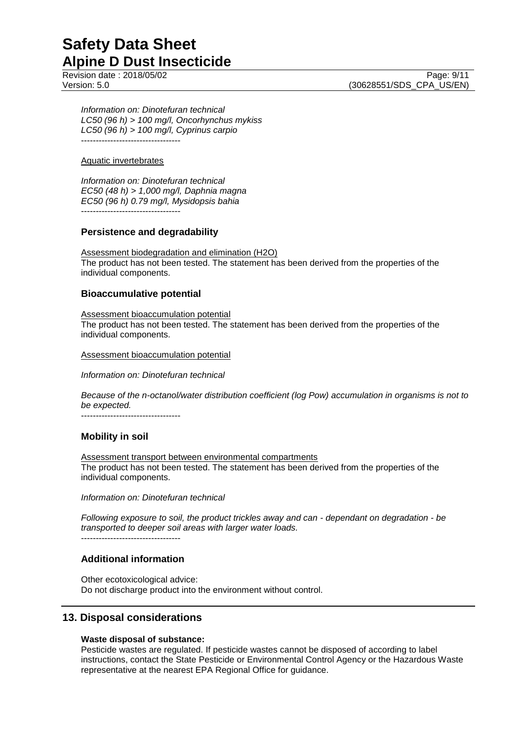*Information on: Dinotefuran technical*
*LC50 (96 h) > 100 mg/l, Oncorhynchus mykiss*
*LC50 (96 h) > 100 mg/l, Cyprinus carpio*
----------------------------------

Aquatic invertebrates

*Information on: Dinotefuran technical*
*EC50 (48 h) > 1,000 mg/l, Daphnia magna*
*EC50 (96 h) 0.79 mg/l, Mysidopsis bahia*
----------------------------------

### Persistence and degradability

Assessment biodegradation and elimination (H2O)
The product has not been tested. The statement has been derived from the properties of the individual components.

### Bioaccumulative potential

Assessment bioaccumulation potential
The product has not been tested. The statement has been derived from the properties of the individual components.

Assessment bioaccumulation potential

*Information on: Dinotefuran technical*

*Because of the n-octanol/water distribution coefficient (log Pow) accumulation in organisms is not to be expected.*
----------------------------------

### Mobility in soil

Assessment transport between environmental compartments
The product has not been tested. The statement has been derived from the properties of the individual components.

*Information on: Dinotefuran technical*

*Following exposure to soil, the product trickles away and can - dependant on degradation - be transported to deeper soil areas with larger water loads.*
----------------------------------

### Additional information

Other ecotoxicological advice:
Do not discharge product into the environment without control.

## 13. Disposal considerations

**Waste disposal of substance:**
Pesticide wastes are regulated. If pesticide wastes cannot be disposed of according to label instructions, contact the State Pesticide or Environmental Control Agency or the Hazardous Waste representative at the nearest EPA Regional Office for guidance.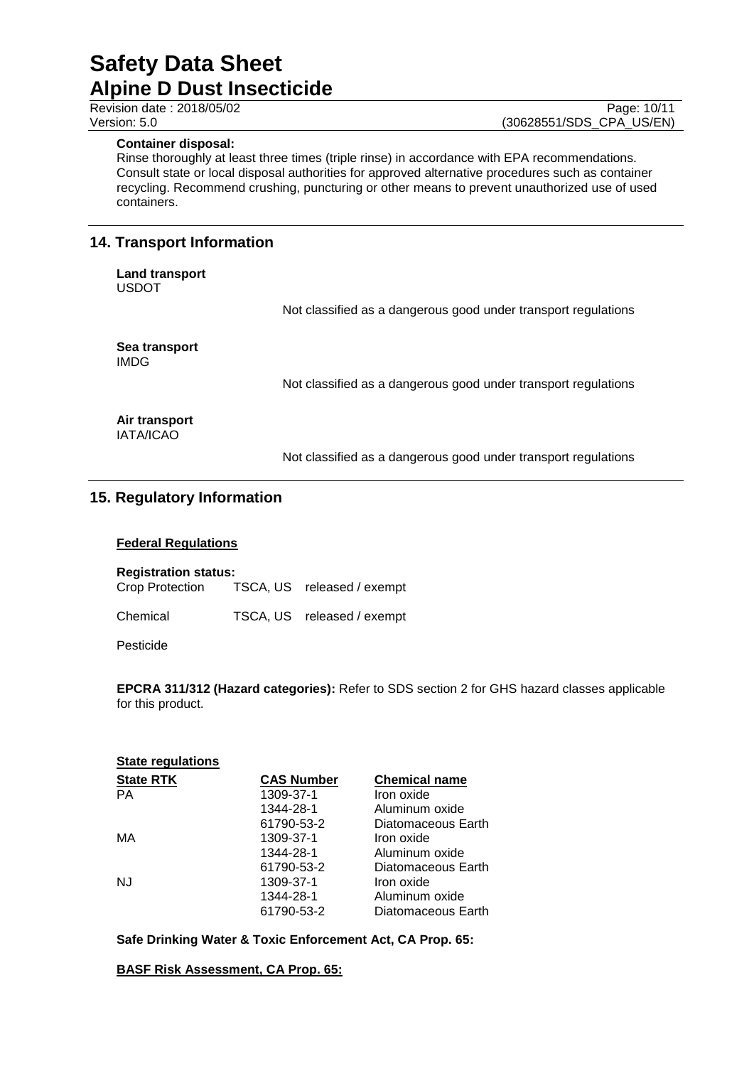**Container disposal:**
Rinse thoroughly at least three times (triple rinse) in accordance with EPA recommendations. Consult state or local disposal authorities for approved alternative procedures such as container recycling. Recommend crushing, puncturing or other means to prevent unauthorized use of used containers.

## 14. Transport Information

**Land transport**
USDOT

Not classified as a dangerous good under transport regulations

**Sea transport**
IMDG

Not classified as a dangerous good under transport regulations

**Air transport**
IATA/ICAO

Not classified as a dangerous good under transport regulations

## 15. Regulatory Information

**Federal Regulations**

**Registration status:**

| | | |
|---|---|---|
| Crop Protection | TSCA, US | released / exempt |
| Chemical | TSCA, US | released / exempt |
| Pesticide | | |

**EPCRA 311/312 (Hazard categories):** Refer to SDS section 2 for GHS hazard classes applicable for this product.

**State regulations**

| State RTK | CAS Number | Chemical name |
|---|---|---|
| PA | 1309-37-1 | Iron oxide |
| | 1344-28-1 | Aluminum oxide |
| | 61790-53-2 | Diatomaceous Earth |
| MA | 1309-37-1 | Iron oxide |
| | 1344-28-1 | Aluminum oxide |
| | 61790-53-2 | Diatomaceous Earth |
| NJ | 1309-37-1 | Iron oxide |
| | 1344-28-1 | Aluminum oxide |
| | 61790-53-2 | Diatomaceous Earth |

**Safe Drinking Water & Toxic Enforcement Act, CA Prop. 65:**

**BASF Risk Assessment, CA Prop. 65:**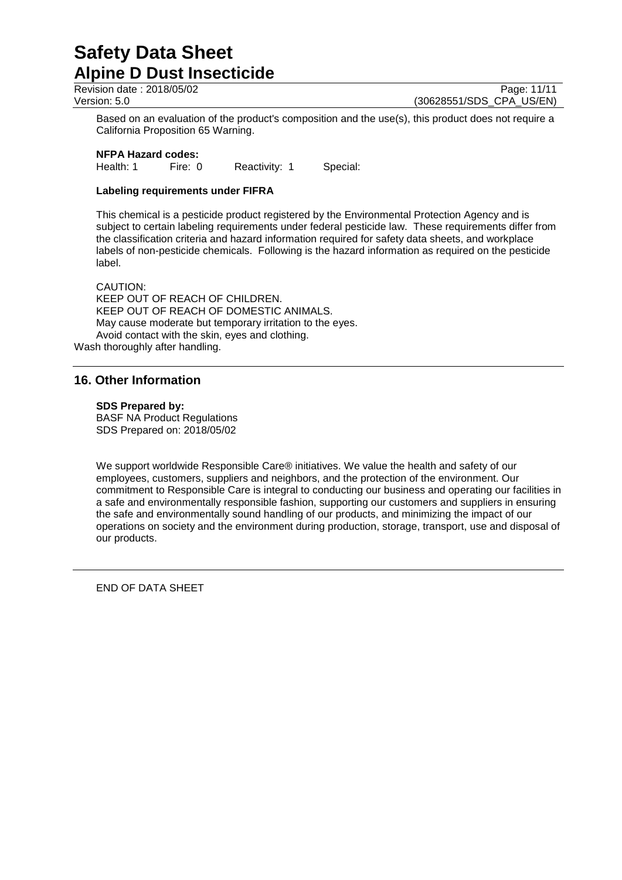Based on an evaluation of the product's composition and the use(s), this product does not require a California Proposition 65 Warning.

**NFPA Hazard codes:**
Health: 1 Fire: 0 Reactivity: 1 Special:

**Labeling requirements under FIFRA**

This chemical is a pesticide product registered by the Environmental Protection Agency and is subject to certain labeling requirements under federal pesticide law. These requirements differ from the classification criteria and hazard information required for safety data sheets, and workplace labels of non-pesticide chemicals. Following is the hazard information as required on the pesticide label.

CAUTION:
KEEP OUT OF REACH OF CHILDREN.
KEEP OUT OF REACH OF DOMESTIC ANIMALS.
May cause moderate but temporary irritation to the eyes.
Avoid contact with the skin, eyes and clothing.
Wash thoroughly after handling.

## 16. Other Information

**SDS Prepared by:**
BASF NA Product Regulations
SDS Prepared on: 2018/05/02

We support worldwide Responsible Care® initiatives. We value the health and safety of our employees, customers, suppliers and neighbors, and the protection of the environment. Our commitment to Responsible Care is integral to conducting our business and operating our facilities in a safe and environmentally responsible fashion, supporting our customers and suppliers in ensuring the safe and environmentally sound handling of our products, and minimizing the impact of our operations on society and the environment during production, storage, transport, use and disposal of our products.

END OF DATA SHEET